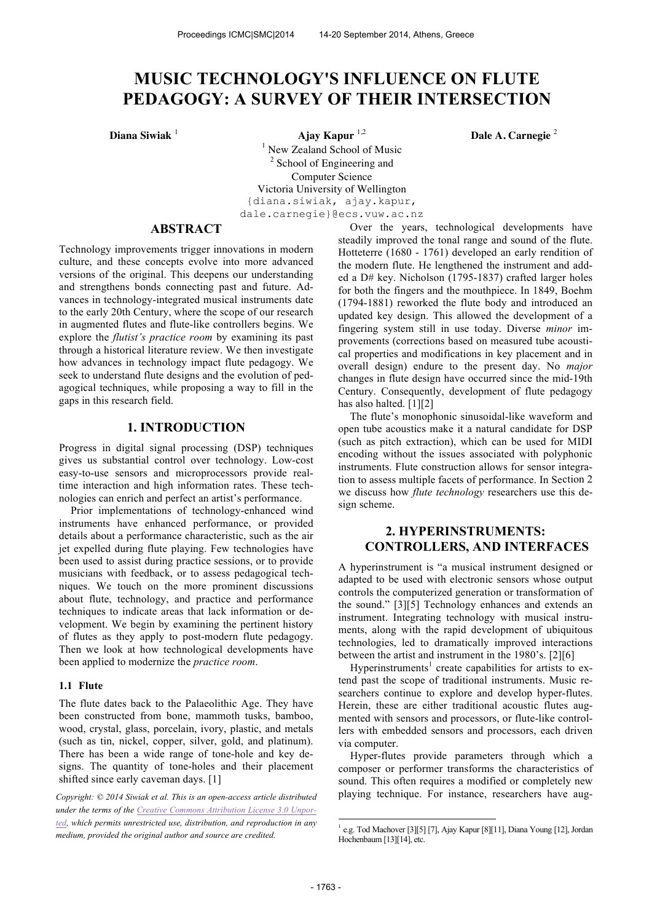# MUSIC TECHNOLOGY'S INFLUENCE ON FLUTE PEDAGOGY: A SURVEY OF THEIR INTERSECTION

**Diana Siwiak** [1] **Ajay Kapur** [1,2] **Dale A. Carnegie** [2]

[1] New Zealand School of Music
[2] School of Engineering and Computer Science
Victoria University of Wellington
{diana.siwiak, ajay.kapur, dale.carnegie}@ecs.vuw.ac.nz

## ABSTRACT

Technology improvements trigger innovations in modern culture, and these concepts evolve into more advanced versions of the original. This deepens our understanding and strengthens bonds connecting past and future. Advances in technology-integrated musical instruments date to the early 20th Century, where the scope of our research in augmented flutes and flute-like controllers begins. We explore the *flutist's practice room* by examining its past through a historical literature review. We then investigate how advances in technology impact flute pedagogy. We seek to understand flute designs and the evolution of pedagogical techniques, while proposing a way to fill in the gaps in this research field.

## 1. INTRODUCTION

Progress in digital signal processing (DSP) techniques gives us substantial control over technology. Low-cost easy-to-use sensors and microprocessors provide real-time interaction and high information rates. These technologies can enrich and perfect an artist's performance.

Prior implementations of technology-enhanced wind instruments have enhanced performance, or provided details about a performance characteristic, such as the air jet expelled during flute playing. Few technologies have been used to assist during practice sessions, or to provide musicians with feedback, or to assess pedagogical techniques. We touch on the more prominent discussions about flute, technology, and practice and performance techniques to indicate areas that lack information or development. We begin by examining the pertinent history of flutes as they apply to post-modern flute pedagogy. Then we look at how technological developments have been applied to modernize the *practice room*.

### 1.1 Flute

The flute dates back to the Palaeolithic Age. They have been constructed from bone, mammoth tusks, bamboo, wood, crystal, glass, porcelain, ivory, plastic, and metals (such as tin, nickel, copper, silver, gold, and platinum). There has been a wide range of tone-hole and key designs. The quantity of tone-holes and their placement shifted since early caveman days. [1]

*Copyright: © 2014 Siwiak et al. This is an open-access article distributed under the terms of the Creative Commons Attribution License 3.0 Unported, which permits unrestricted use, distribution, and reproduction in any medium, provided the original author and source are credited.*

Over the years, technological developments have steadily improved the tonal range and sound of the flute. Hotteterre (1680 - 1761) developed an early rendition of the modern flute. He lengthened the instrument and added a D# key. Nicholson (1795-1837) crafted larger holes for both the fingers and the mouthpiece. In 1849, Boehm (1794-1881) reworked the flute body and introduced an updated key design. This allowed the development of a fingering system still in use today. Diverse *minor* improvements (corrections based on measured tube acoustical properties and modifications in key placement and in overall design) endure to the present day. No *major* changes in flute design have occurred since the mid-19th Century. Consequently, development of flute pedagogy has also halted. [1][2]

The flute's monophonic sinusoidal-like waveform and open tube acoustics make it a natural candidate for DSP (such as pitch extraction), which can be used for MIDI encoding without the issues associated with polyphonic instruments. Flute construction allows for sensor integration to assess multiple facets of performance. In Section 2 we discuss how *flute technology* researchers use this design scheme.

## 2. HYPERINSTRUMENTS: CONTROLLERS, AND INTERFACES

A hyperinstrument is "a musical instrument designed or adapted to be used with electronic sensors whose output controls the computerized generation or transformation of the sound." [3][5] Technology enhances and extends an instrument. Integrating technology with musical instruments, along with the rapid development of ubiquitous technologies, led to dramatically improved interactions between the artist and instrument in the 1980's. [2][6]

Hyperinstruments[1] create capabilities for artists to extend past the scope of traditional instruments. Music researchers continue to explore and develop hyper-flutes. Herein, these are either traditional acoustic flutes augmented with sensors and processors, or flute-like controllers with embedded sensors and processors, each driven via computer.

Hyper-flutes provide parameters through which a composer or performer transforms the characteristics of sound. This often requires a modified or completely new playing technique. For instance, researchers have aug-

[1] e.g. Tod Machover [3][5] [7], Ajay Kapur [8][11], Diana Young [12], Jordan Hochenbaum [13][14], etc.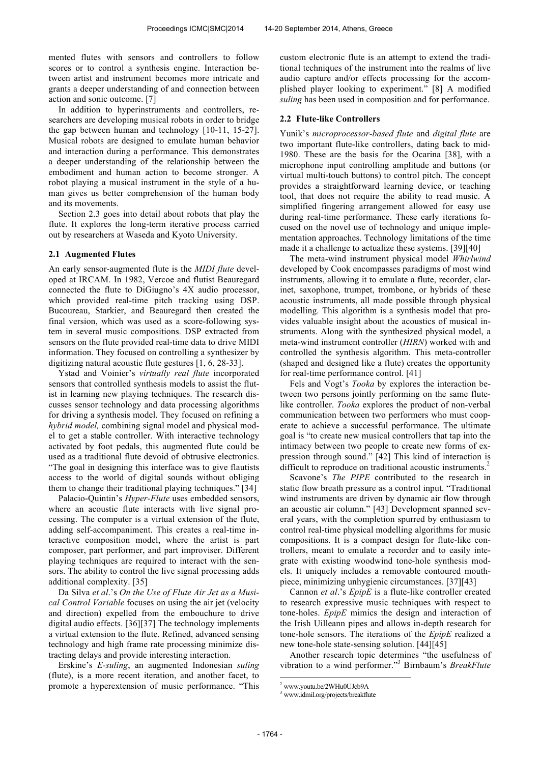mented flutes with sensors and controllers to follow scores or to control a synthesis engine. Interaction between artist and instrument becomes more intricate and grants a deeper understanding of and connection between action and sonic outcome. [7]

In addition to hyperinstruments and controllers, researchers are developing musical robots in order to bridge the gap between human and technology [10-11, 15-27]. Musical robots are designed to emulate human behavior and interaction during a performance. This demonstrates a deeper understanding of the relationship between the embodiment and human action to become stronger. A robot playing a musical instrument in the style of a human gives us better comprehension of the human body and its movements.

Section 2.3 goes into detail about robots that play the flute. It explores the long-term iterative process carried out by researchers at Waseda and Kyoto University.

### 2.1 Augmented Flutes

An early sensor-augmented flute is the *MIDI flute* developed at IRCAM. In 1982, Vercoe and flutist Beauregard connected the flute to DiGiugno's 4X audio processor, which provided real-time pitch tracking using DSP. Bucoureau, Starkier, and Beauregard then created the final version, which was used as a score-following system in several music compositions. DSP extracted from sensors on the flute provided real-time data to drive MIDI information. They focused on controlling a synthesizer by digitizing natural acoustic flute gestures [1, 6, 28-33].

Ystad and Voinier's *virtually real flute* incorporated sensors that controlled synthesis models to assist the flutist in learning new playing techniques. The research discusses sensor technology and data processing algorithms for driving a synthesis model. They focused on refining a *hybrid model,* combining signal model and physical model to get a stable controller. With interactive technology activated by foot pedals, this augmented flute could be used as a traditional flute devoid of obtrusive electronics. "The goal in designing this interface was to give flautists access to the world of digital sounds without obliging them to change their traditional playing techniques." [34]

Palacio-Quintin's *Hyper-Flute* uses embedded sensors, where an acoustic flute interacts with live signal processing. The computer is a virtual extension of the flute, adding self-accompaniment. This creates a real-time interactive composition model, where the artist is part composer, part performer, and part improviser. Different playing techniques are required to interact with the sensors. The ability to control the live signal processing adds additional complexity. [35]

Da Silva *et al*.'s *On the Use of Flute Air Jet as a Musical Control Variable* focuses on using the air jet (velocity and direction) expelled from the embouchure to drive digital audio effects. [36][37] The technology implements a virtual extension to the flute. Refined, advanced sensing technology and high frame rate processing minimize distracting delays and provide interesting interaction.

Erskine's *E-suling*, an augmented Indonesian *suling* (flute), is a more recent iteration, and another facet, to promote a hyperextension of music performance. "This custom electronic flute is an attempt to extend the traditional techniques of the instrument into the realms of live audio capture and/or effects processing for the accomplished player looking to experiment." [8] A modified *suling* has been used in composition and for performance.

### 2.2 Flute-like Controllers

Yunik's *microprocessor-based flute* and *digital flute* are two important flute-like controllers, dating back to mid-1980. These are the basis for the Ocarina [38], with a microphone input controlling amplitude and buttons (or virtual multi-touch buttons) to control pitch. The concept provides a straightforward learning device, or teaching tool, that does not require the ability to read music. A simplified fingering arrangement allowed for easy use during real-time performance. These early iterations focused on the novel use of technology and unique implementation approaches. Technology limitations of the time made it a challenge to actualize these systems. [39][40]

The meta-wind instrument physical model *Whirlwind* developed by Cook encompasses paradigms of most wind instruments, allowing it to emulate a flute, recorder, clarinet, saxophone, trumpet, trombone, or hybrids of these acoustic instruments, all made possible through physical modelling. This algorithm is a synthesis model that provides valuable insight about the acoustics of musical instruments. Along with the synthesized physical model, a meta-wind instrument controller (*HIRN*) worked with and controlled the synthesis algorithm. This meta-controller (shaped and designed like a flute) creates the opportunity for real-time performance control. [41]

Fels and Vogt's *Tooka* by explores the interaction between two persons jointly performing on the same flute-like controller. *Tooka* explores the product of non-verbal communication between two performers who must cooperate to achieve a successful performance. The ultimate goal is "to create new musical controllers that tap into the intimacy between two people to create new forms of expression through sound." [42] This kind of interaction is difficult to reproduce on traditional acoustic instruments.[2]

Scavone's *The PIPE* contributed to the research in static flow breath pressure as a control input. "Traditional wind instruments are driven by dynamic air flow through an acoustic air column." [43] Development spanned several years, with the completion spurred by enthusiasm to control real-time physical modelling algorithms for music compositions. It is a compact design for flute-like controllers, meant to emulate a recorder and to easily integrate with existing woodwind tone-hole synthesis models. It uniquely includes a removable contoured mouthpiece, minimizing unhygienic circumstances. [37][43]

Cannon *et al*.'s *EpipE* is a flute-like controller created to research expressive music techniques with respect to tone-holes. *EpipE* mimics the design and interaction of the Irish Uilleann pipes and allows in-depth research for tone-hole sensors. The iterations of the *EpipE* realized a new tone-hole state-sensing solution. [44][45]

Another research topic determines "the usefulness of vibration to a wind performer."[3] Birnbaum's *BreakFlute*

[2] www.youtu.be/2WHu0UJcb9A

[3] www.idmil.org/projects/breakflute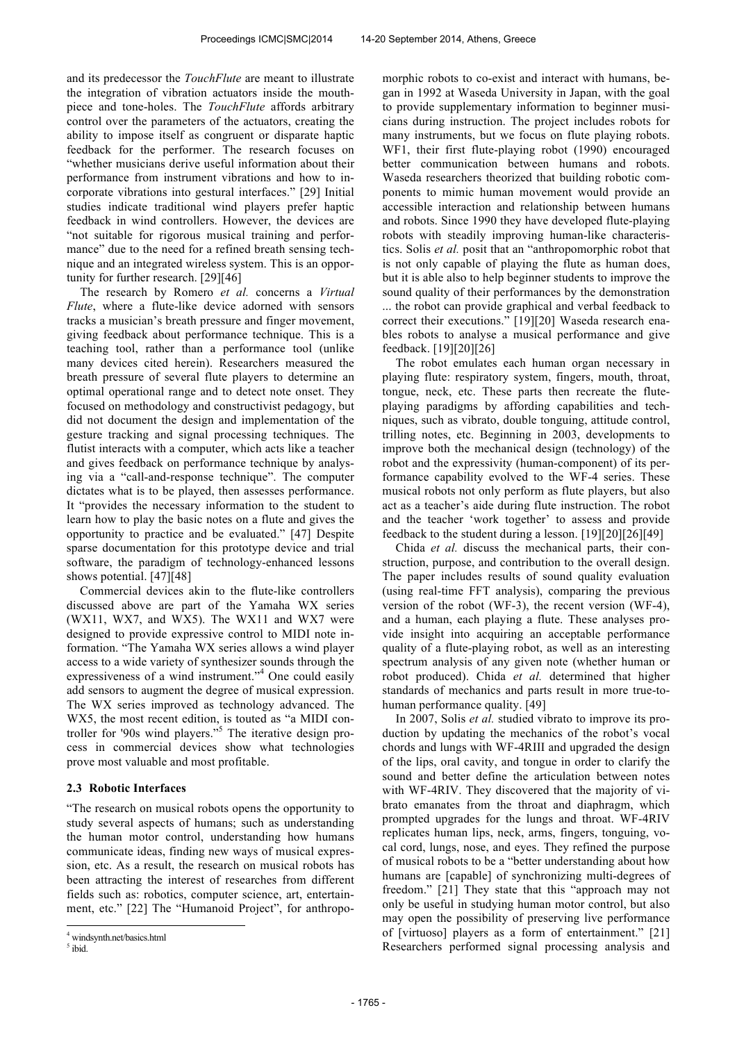and its predecessor the *TouchFlute* are meant to illustrate the integration of vibration actuators inside the mouthpiece and tone-holes. The *TouchFlute* affords arbitrary control over the parameters of the actuators, creating the ability to impose itself as congruent or disparate haptic feedback for the performer. The research focuses on "whether musicians derive useful information about their performance from instrument vibrations and how to incorporate vibrations into gestural interfaces." [29] Initial studies indicate traditional wind players prefer haptic feedback in wind controllers. However, the devices are "not suitable for rigorous musical training and performance" due to the need for a refined breath sensing technique and an integrated wireless system. This is an opportunity for further research. [29][46]

The research by Romero *et al.* concerns a *Virtual Flute*, where a flute-like device adorned with sensors tracks a musician's breath pressure and finger movement, giving feedback about performance technique. This is a teaching tool, rather than a performance tool (unlike many devices cited herein). Researchers measured the breath pressure of several flute players to determine an optimal operational range and to detect note onset. They focused on methodology and constructivist pedagogy, but did not document the design and implementation of the gesture tracking and signal processing techniques. The flutist interacts with a computer, which acts like a teacher and gives feedback on performance technique by analysing via a "call-and-response technique". The computer dictates what is to be played, then assesses performance. It "provides the necessary information to the student to learn how to play the basic notes on a flute and gives the opportunity to practice and be evaluated." [47] Despite sparse documentation for this prototype device and trial software, the paradigm of technology-enhanced lessons shows potential. [47][48]

Commercial devices akin to the flute-like controllers discussed above are part of the Yamaha WX series (WX11, WX7, and WX5). The WX11 and WX7 were designed to provide expressive control to MIDI note information. "The Yamaha WX series allows a wind player access to a wide variety of synthesizer sounds through the expressiveness of a wind instrument."[4] One could easily add sensors to augment the degree of musical expression. The WX series improved as technology advanced. The WX5, the most recent edition, is touted as "a MIDI controller for '90s wind players."[5] The iterative design process in commercial devices show what technologies prove most valuable and most profitable.

### 2.3 Robotic Interfaces

"The research on musical robots opens the opportunity to study several aspects of humans; such as understanding the human motor control, understanding how humans communicate ideas, finding new ways of musical expression, etc. As a result, the research on musical robots has been attracting the interest of researches from different fields such as: robotics, computer science, art, entertainment, etc." [22] The "Humanoid Project", for anthropomorphic robots to co-exist and interact with humans, began in 1992 at Waseda University in Japan, with the goal to provide supplementary information to beginner musicians during instruction. The project includes robots for many instruments, but we focus on flute playing robots. WF1, their first flute-playing robot (1990) encouraged better communication between humans and robots. Waseda researchers theorized that building robotic components to mimic human movement would provide an accessible interaction and relationship between humans and robots. Since 1990 they have developed flute-playing robots with steadily improving human-like characteristics. Solis *et al.* posit that an "anthropomorphic robot that is not only capable of playing the flute as human does, but it is able also to help beginner students to improve the sound quality of their performances by the demonstration ... the robot can provide graphical and verbal feedback to correct their executions." [19][20] Waseda research enables robots to analyse a musical performance and give feedback. [19][20][26]

The robot emulates each human organ necessary in playing flute: respiratory system, fingers, mouth, throat, tongue, neck, etc. These parts then recreate the flute-playing paradigms by affording capabilities and techniques, such as vibrato, double tonguing, attitude control, trilling notes, etc. Beginning in 2003, developments to improve both the mechanical design (technology) of the robot and the expressivity (human-component) of its performance capability evolved to the WF-4 series. These musical robots not only perform as flute players, but also act as a teacher's aide during flute instruction. The robot and the teacher 'work together' to assess and provide feedback to the student during a lesson. [19][20][26][49]

Chida *et al.* discuss the mechanical parts, their construction, purpose, and contribution to the overall design. The paper includes results of sound quality evaluation (using real-time FFT analysis), comparing the previous version of the robot (WF-3), the recent version (WF-4), and a human, each playing a flute. These analyses provide insight into acquiring an acceptable performance quality of a flute-playing robot, as well as an interesting spectrum analysis of any given note (whether human or robot produced). Chida *et al.* determined that higher standards of mechanics and parts result in more true-to-human performance quality. [49]

In 2007, Solis *et al.* studied vibrato to improve its production by updating the mechanics of the robot's vocal chords and lungs with WF-4RIII and upgraded the design of the lips, oral cavity, and tongue in order to clarify the sound and better define the articulation between notes with WF-4RIV. They discovered that the majority of vibrato emanates from the throat and diaphragm, which prompted upgrades for the lungs and throat. WF-4RIV replicates human lips, neck, arms, fingers, tonguing, vocal cord, lungs, nose, and eyes. They refined the purpose of musical robots to be a "better understanding about how humans are [capable] of synchronizing multi-degrees of freedom." [21] They state that this "approach may not only be useful in studying human motor control, but also may open the possibility of preserving live performance of [virtuoso] players as a form of entertainment." [21] Researchers performed signal processing analysis and

[4] windsynth.net/basics.html

[5] ibid.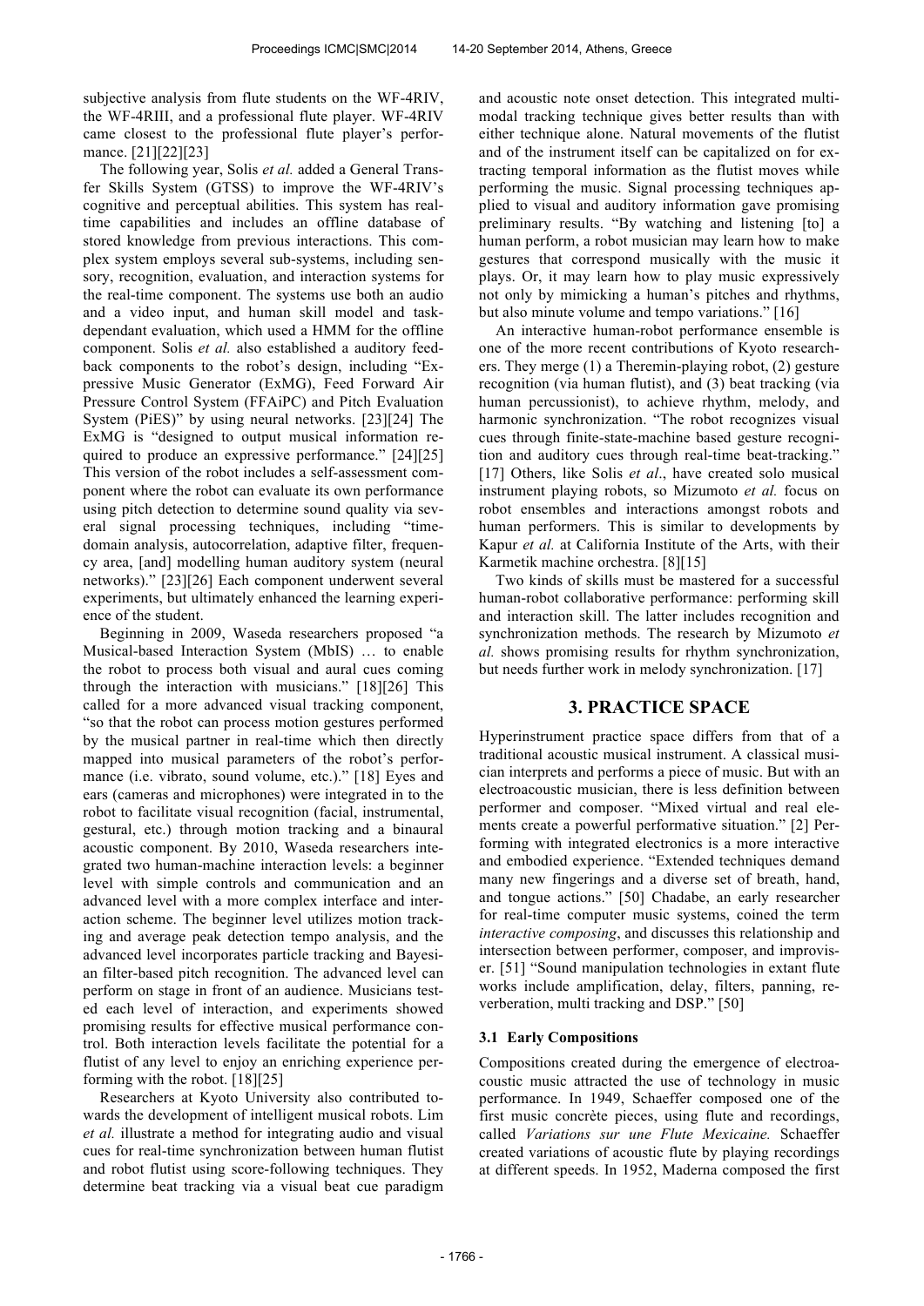subjective analysis from flute students on the WF-4RIV, the WF-4RIII, and a professional flute player. WF-4RIV came closest to the professional flute player's performance. [21][22][23]

The following year, Solis *et al.* added a General Transfer Skills System (GTSS) to improve the WF-4RIV's cognitive and perceptual abilities. This system has real-time capabilities and includes an offline database of stored knowledge from previous interactions. This complex system employs several sub-systems, including sensory, recognition, evaluation, and interaction systems for the real-time component. The systems use both an audio and a video input, and human skill model and task-dependant evaluation, which used a HMM for the offline component. Solis *et al.* also established a auditory feedback components to the robot's design, including "Expressive Music Generator (ExMG), Feed Forward Air Pressure Control System (FFAiPC) and Pitch Evaluation System (PiES)" by using neural networks. [23][24] The ExMG is "designed to output musical information required to produce an expressive performance." [24][25] This version of the robot includes a self-assessment component where the robot can evaluate its own performance using pitch detection to determine sound quality via several signal processing techniques, including "time-domain analysis, autocorrelation, adaptive filter, frequency area, [and] modelling human auditory system (neural networks)." [23][26] Each component underwent several experiments, but ultimately enhanced the learning experience of the student.

Beginning in 2009, Waseda researchers proposed "a Musical-based Interaction System (MbIS) … to enable the robot to process both visual and aural cues coming through the interaction with musicians." [18][26] This called for a more advanced visual tracking component, "so that the robot can process motion gestures performed by the musical partner in real-time which then directly mapped into musical parameters of the robot's performance (i.e. vibrato, sound volume, etc.)." [18] Eyes and ears (cameras and microphones) were integrated in to the robot to facilitate visual recognition (facial, instrumental, gestural, etc.) through motion tracking and a binaural acoustic component. By 2010, Waseda researchers integrated two human-machine interaction levels: a beginner level with simple controls and communication and an advanced level with a more complex interface and interaction scheme. The beginner level utilizes motion tracking and average peak detection tempo analysis, and the advanced level incorporates particle tracking and Bayesian filter-based pitch recognition. The advanced level can perform on stage in front of an audience. Musicians tested each level of interaction, and experiments showed promising results for effective musical performance control. Both interaction levels facilitate the potential for a flutist of any level to enjoy an enriching experience performing with the robot. [18][25]

Researchers at Kyoto University also contributed towards the development of intelligent musical robots. Lim *et al.* illustrate a method for integrating audio and visual cues for real-time synchronization between human flutist and robot flutist using score-following techniques. They determine beat tracking via a visual beat cue paradigm and acoustic note onset detection. This integrated multi-modal tracking technique gives better results than with either technique alone. Natural movements of the flutist and of the instrument itself can be capitalized on for extracting temporal information as the flutist moves while performing the music. Signal processing techniques applied to visual and auditory information gave promising preliminary results. "By watching and listening [to] a human perform, a robot musician may learn how to make gestures that correspond musically with the music it plays. Or, it may learn how to play music expressively not only by mimicking a human's pitches and rhythms, but also minute volume and tempo variations." [16]

An interactive human-robot performance ensemble is one of the more recent contributions of Kyoto researchers. They merge (1) a Theremin-playing robot, (2) gesture recognition (via human flutist), and (3) beat tracking (via human percussionist), to achieve rhythm, melody, and harmonic synchronization. "The robot recognizes visual cues through finite-state-machine based gesture recognition and auditory cues through real-time beat-tracking." [17] Others, like Solis *et al*., have created solo musical instrument playing robots, so Mizumoto *et al.* focus on robot ensembles and interactions amongst robots and human performers. This is similar to developments by Kapur *et al.* at California Institute of the Arts, with their Karmetik machine orchestra. [8][15]

Two kinds of skills must be mastered for a successful human-robot collaborative performance: performing skill and interaction skill. The latter includes recognition and synchronization methods. The research by Mizumoto *et al.* shows promising results for rhythm synchronization, but needs further work in melody synchronization. [17]

## 3. PRACTICE SPACE

Hyperinstrument practice space differs from that of a traditional acoustic musical instrument. A classical musician interprets and performs a piece of music. But with an electroacoustic musician, there is less definition between performer and composer. "Mixed virtual and real elements create a powerful performative situation." [2] Performing with integrated electronics is a more interactive and embodied experience. "Extended techniques demand many new fingerings and a diverse set of breath, hand, and tongue actions." [50] Chadabe, an early researcher for real-time computer music systems, coined the term *interactive composing*, and discusses this relationship and intersection between performer, composer, and improviser. [51] "Sound manipulation technologies in extant flute works include amplification, delay, filters, panning, reverberation, multi tracking and DSP." [50]

### 3.1 Early Compositions

Compositions created during the emergence of electroacoustic music attracted the use of technology in music performance. In 1949, Schaeffer composed one of the first music concrète pieces, using flute and recordings, called *Variations sur une Flute Mexicaine.* Schaeffer created variations of acoustic flute by playing recordings at different speeds. In 1952, Maderna composed the first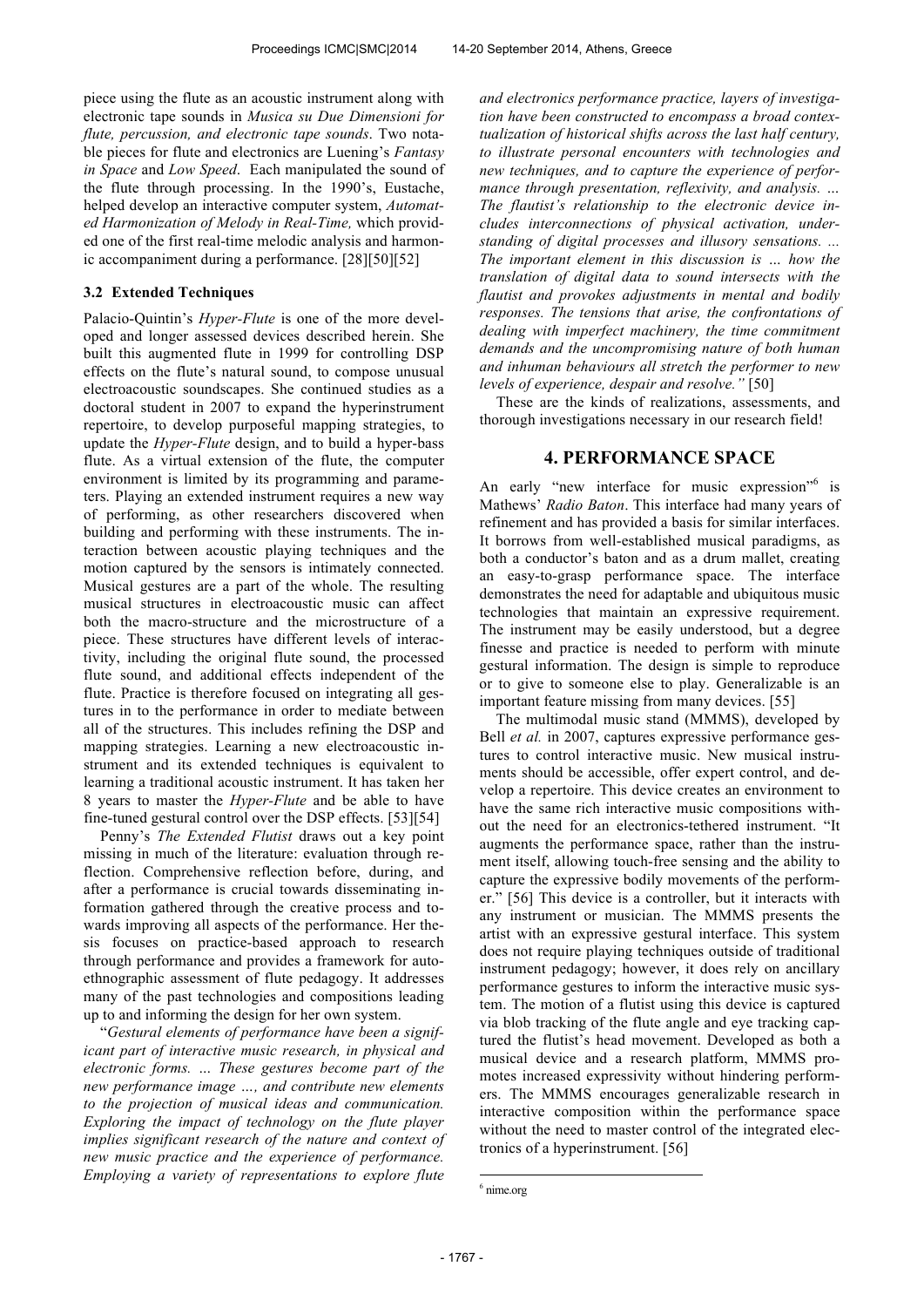piece using the flute as an acoustic instrument along with electronic tape sounds in *Musica su Due Dimensioni for flute, percussion, and electronic tape sounds*. Two notable pieces for flute and electronics are Luening's *Fantasy in Space* and *Low Speed*. Each manipulated the sound of the flute through processing. In the 1990's, Eustache, helped develop an interactive computer system, *Automated Harmonization of Melody in Real-Time,* which provided one of the first real-time melodic analysis and harmonic accompaniment during a performance. [28][50][52]

### 3.2 Extended Techniques

Palacio-Quintin's *Hyper-Flute* is one of the more developed and longer assessed devices described herein. She built this augmented flute in 1999 for controlling DSP effects on the flute's natural sound, to compose unusual electroacoustic soundscapes. She continued studies as a doctoral student in 2007 to expand the hyperinstrument repertoire, to develop purposeful mapping strategies, to update the *Hyper-Flute* design, and to build a hyper-bass flute. As a virtual extension of the flute, the computer environment is limited by its programming and parameters. Playing an extended instrument requires a new way of performing, as other researchers discovered when building and performing with these instruments. The interaction between acoustic playing techniques and the motion captured by the sensors is intimately connected. Musical gestures are a part of the whole. The resulting musical structures in electroacoustic music can affect both the macro-structure and the microstructure of a piece. These structures have different levels of interactivity, including the original flute sound, the processed flute sound, and additional effects independent of the flute. Practice is therefore focused on integrating all gestures in to the performance in order to mediate between all of the structures. This includes refining the DSP and mapping strategies. Learning a new electroacoustic instrument and its extended techniques is equivalent to learning a traditional acoustic instrument. It has taken her 8 years to master the *Hyper-Flute* and be able to have fine-tuned gestural control over the DSP effects. [53][54]

Penny's *The Extended Flutist* draws out a key point missing in much of the literature: evaluation through reflection. Comprehensive reflection before, during, and after a performance is crucial towards disseminating information gathered through the creative process and towards improving all aspects of the performance. Her thesis focuses on practice-based approach to research through performance and provides a framework for autoethnographic assessment of flute pedagogy. It addresses many of the past technologies and compositions leading up to and informing the design for her own system.

"*Gestural elements of performance have been a significant part of interactive music research, in physical and electronic forms. … These gestures become part of the new performance image …, and contribute new elements to the projection of musical ideas and communication. Exploring the impact of technology on the flute player implies significant research of the nature and context of new music practice and the experience of performance. Employing a variety of representations to explore flute and electronics performance practice, layers of investigation have been constructed to encompass a broad contextualization of historical shifts across the last half century, to illustrate personal encounters with technologies and new techniques, and to capture the experience of performance through presentation, reflexivity, and analysis. … The flautist's relationship to the electronic device includes interconnections of physical activation, understanding of digital processes and illusory sensations. ... The important element in this discussion is … how the translation of digital data to sound intersects with the flautist and provokes adjustments in mental and bodily responses. The tensions that arise, the confrontations of dealing with imperfect machinery, the time commitment demands and the uncompromising nature of both human and inhuman behaviours all stretch the performer to new levels of experience, despair and resolve."* [50]

These are the kinds of realizations, assessments, and thorough investigations necessary in our research field!

## 4. PERFORMANCE SPACE

An early "new interface for music expression"[6] is Mathews' *Radio Baton*. This interface had many years of refinement and has provided a basis for similar interfaces. It borrows from well-established musical paradigms, as both a conductor's baton and as a drum mallet, creating an easy-to-grasp performance space. The interface demonstrates the need for adaptable and ubiquitous music technologies that maintain an expressive requirement. The instrument may be easily understood, but a degree finesse and practice is needed to perform with minute gestural information. The design is simple to reproduce or to give to someone else to play. Generalizable is an important feature missing from many devices. [55]

The multimodal music stand (MMMS), developed by Bell *et al.* in 2007, captures expressive performance gestures to control interactive music. New musical instruments should be accessible, offer expert control, and develop a repertoire. This device creates an environment to have the same rich interactive music compositions without the need for an electronics-tethered instrument. "It augments the performance space, rather than the instrument itself, allowing touch-free sensing and the ability to capture the expressive bodily movements of the performer." [56] This device is a controller, but it interacts with any instrument or musician. The MMMS presents the artist with an expressive gestural interface. This system does not require playing techniques outside of traditional instrument pedagogy; however, it does rely on ancillary performance gestures to inform the interactive music system. The motion of a flutist using this device is captured via blob tracking of the flute angle and eye tracking captured the flutist's head movement. Developed as both a musical device and a research platform, MMMS promotes increased expressivity without hindering performers. The MMMS encourages generalizable research in interactive composition within the performance space without the need to master control of the integrated electronics of a hyperinstrument. [56]

[6] nime.org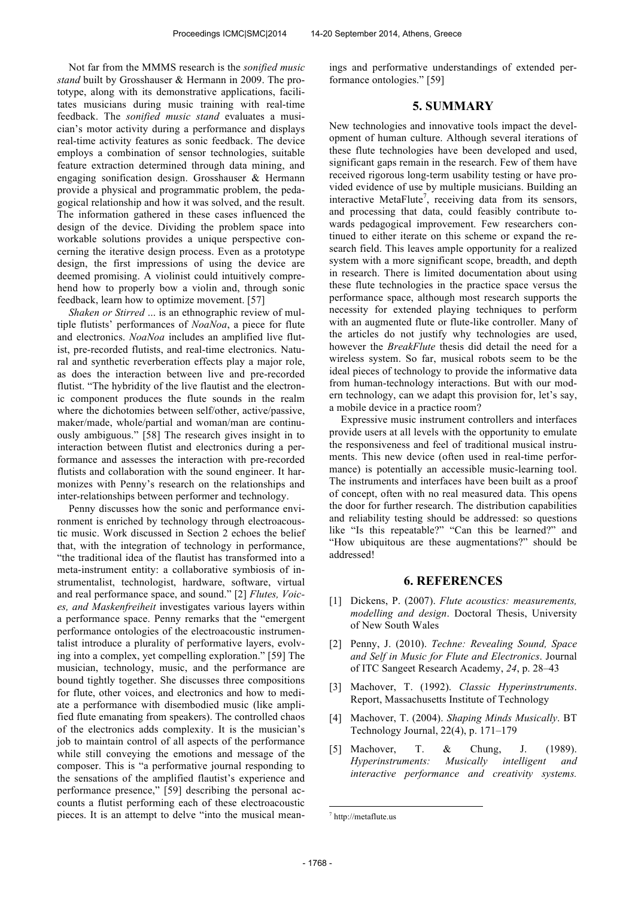Not far from the MMMS research is the *sonified music stand* built by Grosshauser & Hermann in 2009. The prototype, along with its demonstrative applications, facilitates musicians during music training with real-time feedback. The *sonified music stand* evaluates a musician's motor activity during a performance and displays real-time activity features as sonic feedback. The device employs a combination of sensor technologies, suitable feature extraction determined through data mining, and engaging sonification design. Grosshauser & Hermann provide a physical and programmatic problem, the pedagogical relationship and how it was solved, and the result. The information gathered in these cases influenced the design of the device. Dividing the problem space into workable solutions provides a unique perspective concerning the iterative design process. Even as a prototype design, the first impressions of using the device are deemed promising. A violinist could intuitively comprehend how to properly bow a violin and, through sonic feedback, learn how to optimize movement. [57]

*Shaken or Stirred* ... is an ethnographic review of multiple flutists' performances of *NoaNoa*, a piece for flute and electronics. *NoaNoa* includes an amplified live flutist, pre-recorded flutists, and real-time electronics. Natural and synthetic reverberation effects play a major role, as does the interaction between live and pre-recorded flutist. "The hybridity of the live flautist and the electronic component produces the flute sounds in the realm where the dichotomies between self/other, active/passive, maker/made, whole/partial and woman/man are continuously ambiguous." [58] The research gives insight in to interaction between flutist and electronics during a performance and assesses the interaction with pre-recorded flutists and collaboration with the sound engineer. It harmonizes with Penny's research on the relationships and inter-relationships between performer and technology.

Penny discusses how the sonic and performance environment is enriched by technology through electroacoustic music. Work discussed in Section 2 echoes the belief that, with the integration of technology in performance, "the traditional idea of the flautist has transformed into a meta-instrument entity: a collaborative symbiosis of instrumentalist, technologist, hardware, software, virtual and real performance space, and sound." [2] *Flutes, Voices, and Maskenfreiheit* investigates various layers within a performance space. Penny remarks that the "emergent performance ontologies of the electroacoustic instrumentalist introduce a plurality of performative layers, evolving into a complex, yet compelling exploration." [59] The musician, technology, music, and the performance are bound tightly together. She discusses three compositions for flute, other voices, and electronics and how to mediate a performance with disembodied music (like amplified flute emanating from speakers). The controlled chaos of the electronics adds complexity. It is the musician's job to maintain control of all aspects of the performance while still conveying the emotions and message of the composer. This is "a performative journal responding to the sensations of the amplified flautist's experience and performance presence," [59] describing the personal accounts a flutist performing each of these electroacoustic pieces. It is an attempt to delve "into the musical meanings and performative understandings of extended performance ontologies." [59]

## 5. SUMMARY

New technologies and innovative tools impact the development of human culture. Although several iterations of these flute technologies have been developed and used, significant gaps remain in the research. Few of them have received rigorous long-term usability testing or have provided evidence of use by multiple musicians. Building an interactive MetaFlute[7], receiving data from its sensors, and processing that data, could feasibly contribute towards pedagogical improvement. Few researchers continued to either iterate on this scheme or expand the research field. This leaves ample opportunity for a realized system with a more significant scope, breadth, and depth in research. There is limited documentation about using these flute technologies in the practice space versus the performance space, although most research supports the necessity for extended playing techniques to perform with an augmented flute or flute-like controller. Many of the articles do not justify why technologies are used, however the *BreakFlute* thesis did detail the need for a wireless system. So far, musical robots seem to be the ideal pieces of technology to provide the informative data from human-technology interactions. But with our modern technology, can we adapt this provision for, let's say, a mobile device in a practice room?

Expressive music instrument controllers and interfaces provide users at all levels with the opportunity to emulate the responsiveness and feel of traditional musical instruments. This new device (often used in real-time performance) is potentially an accessible music-learning tool. The instruments and interfaces have been built as a proof of concept, often with no real measured data. This opens the door for further research. The distribution capabilities and reliability testing should be addressed: so questions like "Is this repeatable?" "Can this be learned?" and "How ubiquitous are these augmentations?" should be addressed!

## 6. REFERENCES

[1] Dickens, P. (2007). *Flute acoustics: measurements, modelling and design*. Doctoral Thesis, University of New South Wales

[2] Penny, J. (2010). *Techne: Revealing Sound, Space and Self in Music for Flute and Electronics*. Journal of ITC Sangeet Research Academy, *24*, p. 28–43

[3] Machover, T. (1992). *Classic Hyperinstruments*. Report, Massachusetts Institute of Technology

[4] Machover, T. (2004). *Shaping Minds Musically*. BT Technology Journal, 22(4), p. 171–179

[5] Machover, T. & Chung, J. (1989). *Hyperinstruments: Musically intelligent and interactive performance and creativity systems.*

[7] http://metaflute.us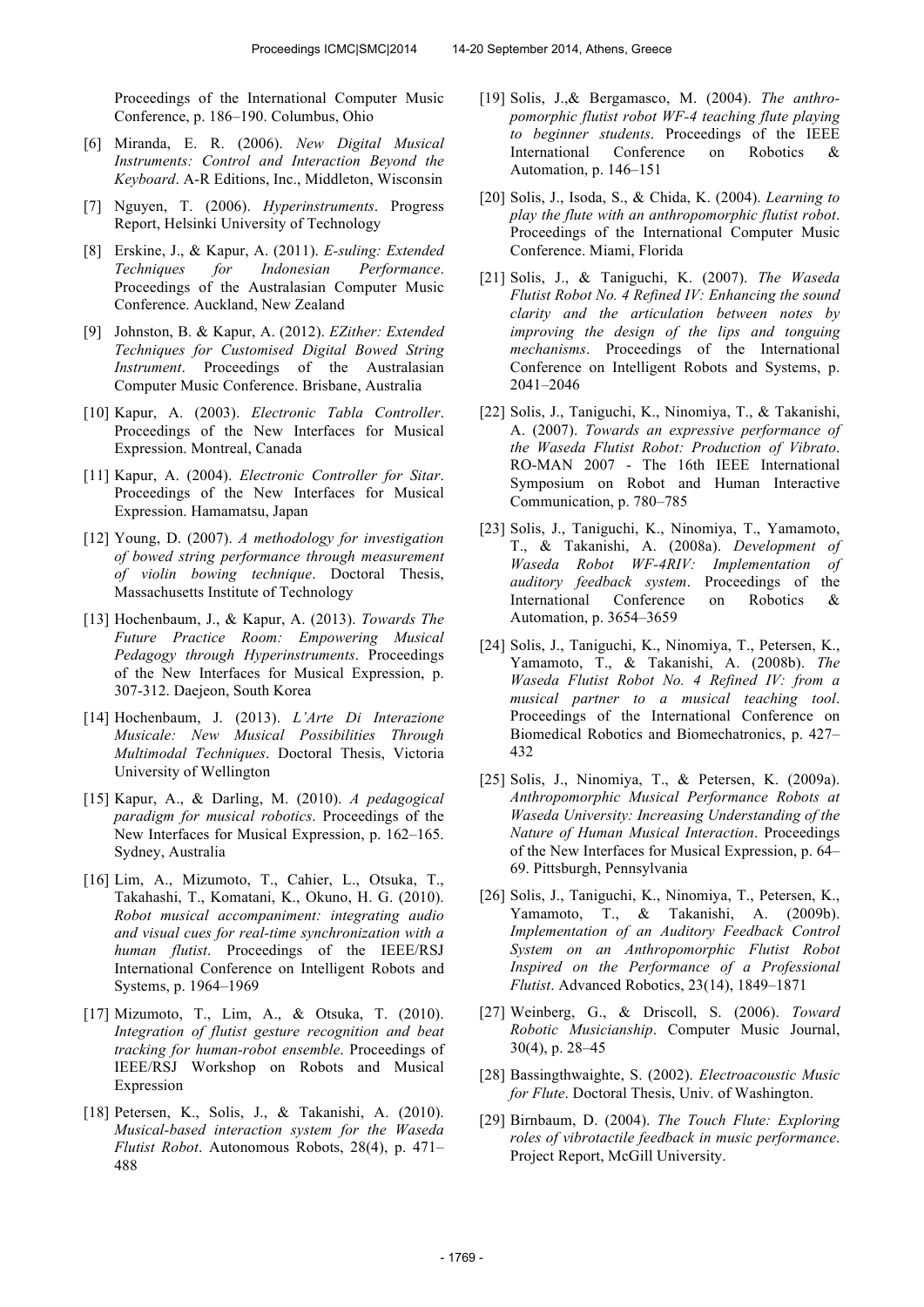Proceedings of the International Computer Music Conference, p. 186–190. Columbus, Ohio

[6] Miranda, E. R. (2006). *New Digital Musical Instruments: Control and Interaction Beyond the Keyboard*. A-R Editions, Inc., Middleton, Wisconsin

[7] Nguyen, T. (2006). *Hyperinstruments*. Progress Report, Helsinki University of Technology

[8] Erskine, J., & Kapur, A. (2011). *E-suling: Extended Techniques for Indonesian Performance*. Proceedings of the Australasian Computer Music Conference. Auckland, New Zealand

[9] Johnston, B. & Kapur, A. (2012). *EZither: Extended Techniques for Customised Digital Bowed String Instrument*. Proceedings of the Australasian Computer Music Conference. Brisbane, Australia

[10] Kapur, A. (2003). *Electronic Tabla Controller*. Proceedings of the New Interfaces for Musical Expression. Montreal, Canada

[11] Kapur, A. (2004). *Electronic Controller for Sitar*. Proceedings of the New Interfaces for Musical Expression. Hamamatsu, Japan

[12] Young, D. (2007). *A methodology for investigation of bowed string performance through measurement of violin bowing technique*. Doctoral Thesis, Massachusetts Institute of Technology

[13] Hochenbaum, J., & Kapur, A. (2013). *Towards The Future Practice Room: Empowering Musical Pedagogy through Hyperinstruments*. Proceedings of the New Interfaces for Musical Expression, p. 307-312. Daejeon, South Korea

[14] Hochenbaum, J. (2013). *L'Arte Di Interazione Musicale: New Musical Possibilities Through Multimodal Techniques*. Doctoral Thesis, Victoria University of Wellington

[15] Kapur, A., & Darling, M. (2010). *A pedagogical paradigm for musical robotics*. Proceedings of the New Interfaces for Musical Expression, p. 162–165. Sydney, Australia

[16] Lim, A., Mizumoto, T., Cahier, L., Otsuka, T., Takahashi, T., Komatani, K., Okuno, H. G. (2010). *Robot musical accompaniment: integrating audio and visual cues for real-time synchronization with a human flutist*. Proceedings of the IEEE/RSJ International Conference on Intelligent Robots and Systems, p. 1964–1969

[17] Mizumoto, T., Lim, A., & Otsuka, T. (2010). *Integration of flutist gesture recognition and beat tracking for human-robot ensemble*. Proceedings of IEEE/RSJ Workshop on Robots and Musical Expression

[18] Petersen, K., Solis, J., & Takanishi, A. (2010). *Musical-based interaction system for the Waseda Flutist Robot*. Autonomous Robots, 28(4), p. 471–488

[19] Solis, J.,& Bergamasco, M. (2004). *The anthropomorphic flutist robot WF-4 teaching flute playing to beginner students*. Proceedings of the IEEE International Conference on Robotics & Automation, p. 146–151

[20] Solis, J., Isoda, S., & Chida, K. (2004). *Learning to play the flute with an anthropomorphic flutist robot*. Proceedings of the International Computer Music Conference. Miami, Florida

[21] Solis, J., & Taniguchi, K. (2007). *The Waseda Flutist Robot No. 4 Refined IV: Enhancing the sound clarity and the articulation between notes by improving the design of the lips and tonguing mechanisms*. Proceedings of the International Conference on Intelligent Robots and Systems, p. 2041–2046

[22] Solis, J., Taniguchi, K., Ninomiya, T., & Takanishi, A. (2007). *Towards an expressive performance of the Waseda Flutist Robot: Production of Vibrato*. RO-MAN 2007 - The 16th IEEE International Symposium on Robot and Human Interactive Communication, p. 780–785

[23] Solis, J., Taniguchi, K., Ninomiya, T., Yamamoto, T., & Takanishi, A. (2008a). *Development of Waseda Robot WF-4RIV: Implementation of auditory feedback system*. Proceedings of the International Conference on Robotics & Automation, p. 3654–3659

[24] Solis, J., Taniguchi, K., Ninomiya, T., Petersen, K., Yamamoto, T., & Takanishi, A. (2008b). *The Waseda Flutist Robot No. 4 Refined IV: from a musical partner to a musical teaching tool*. Proceedings of the International Conference on Biomedical Robotics and Biomechatronics, p. 427–432

[25] Solis, J., Ninomiya, T., & Petersen, K. (2009a). *Anthropomorphic Musical Performance Robots at Waseda University: Increasing Understanding of the Nature of Human Musical Interaction*. Proceedings of the New Interfaces for Musical Expression, p. 64–69. Pittsburgh, Pennsylvania

[26] Solis, J., Taniguchi, K., Ninomiya, T., Petersen, K., Yamamoto, T., & Takanishi, A. (2009b). *Implementation of an Auditory Feedback Control System on an Anthropomorphic Flutist Robot Inspired on the Performance of a Professional Flutist*. Advanced Robotics, 23(14), 1849–1871

[27] Weinberg, G., & Driscoll, S. (2006). *Toward Robotic Musicianship*. Computer Music Journal, 30(4), p. 28–45

[28] Bassingthwaighte, S. (2002). *Electroacoustic Music for Flute*. Doctoral Thesis, Univ. of Washington.

[29] Birnbaum, D. (2004). *The Touch Flute: Exploring roles of vibrotactile feedback in music performance*. Project Report, McGill University.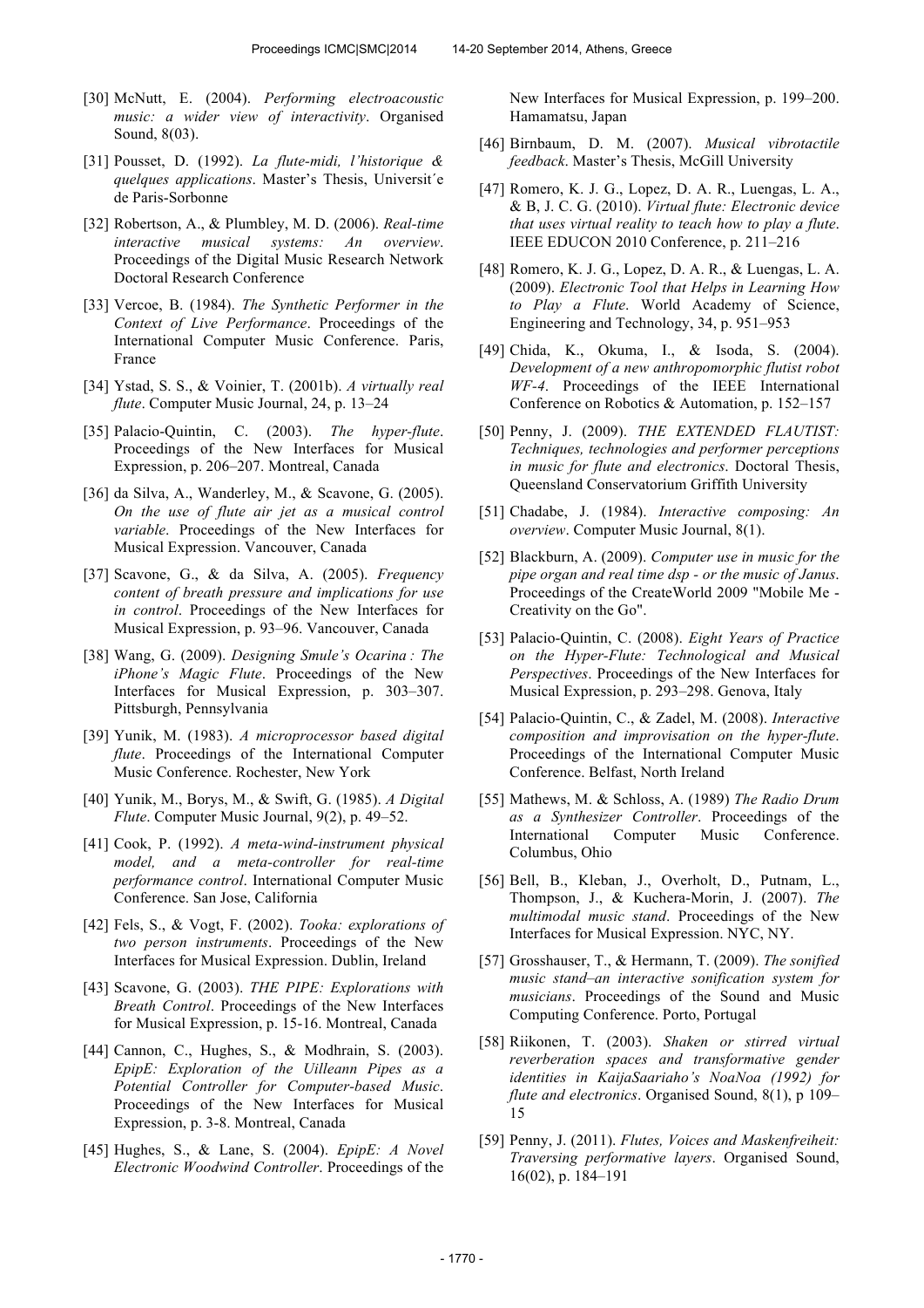[30] McNutt, E. (2004). *Performing electroacoustic music: a wider view of interactivity*. Organised Sound, 8(03).

[31] Pousset, D. (1992). *La flute-midi, l'historique & quelques applications*. Master's Thesis, Universit´e de Paris-Sorbonne

[32] Robertson, A., & Plumbley, M. D. (2006). *Real-time interactive musical systems: An overview*. Proceedings of the Digital Music Research Network Doctoral Research Conference

[33] Vercoe, B. (1984). *The Synthetic Performer in the Context of Live Performance*. Proceedings of the International Computer Music Conference. Paris, France

[34] Ystad, S. S., & Voinier, T. (2001b). *A virtually real flute*. Computer Music Journal, 24, p. 13–24

[35] Palacio-Quintin, C. (2003). *The hyper-flute*. Proceedings of the New Interfaces for Musical Expression, p. 206–207. Montreal, Canada

[36] da Silva, A., Wanderley, M., & Scavone, G. (2005). *On the use of flute air jet as a musical control variable*. Proceedings of the New Interfaces for Musical Expression. Vancouver, Canada

[37] Scavone, G., & da Silva, A. (2005). *Frequency content of breath pressure and implications for use in control*. Proceedings of the New Interfaces for Musical Expression, p. 93–96. Vancouver, Canada

[38] Wang, G. (2009). *Designing Smule's Ocarina : The iPhone's Magic Flute*. Proceedings of the New Interfaces for Musical Expression, p. 303–307. Pittsburgh, Pennsylvania

[39] Yunik, M. (1983). *A microprocessor based digital flute*. Proceedings of the International Computer Music Conference. Rochester, New York

[40] Yunik, M., Borys, M., & Swift, G. (1985). *A Digital Flute*. Computer Music Journal, 9(2), p. 49–52.

[41] Cook, P. (1992). *A meta-wind-instrument physical model, and a meta-controller for real-time performance control*. International Computer Music Conference. San Jose, California

[42] Fels, S., & Vogt, F. (2002). *Tooka: explorations of two person instruments*. Proceedings of the New Interfaces for Musical Expression. Dublin, Ireland

[43] Scavone, G. (2003). *THE PIPE: Explorations with Breath Control*. Proceedings of the New Interfaces for Musical Expression, p. 15-16. Montreal, Canada

[44] Cannon, C., Hughes, S., & Modhrain, S. (2003). *EpipE: Exploration of the Uilleann Pipes as a Potential Controller for Computer-based Music*. Proceedings of the New Interfaces for Musical Expression, p. 3-8. Montreal, Canada

[45] Hughes, S., & Lane, S. (2004). *EpipE: A Novel Electronic Woodwind Controller*. Proceedings of the New Interfaces for Musical Expression, p. 199–200. Hamamatsu, Japan

[46] Birnbaum, D. M. (2007). *Musical vibrotactile feedback*. Master's Thesis, McGill University

[47] Romero, K. J. G., Lopez, D. A. R., Luengas, L. A., & B, J. C. G. (2010). *Virtual flute: Electronic device that uses virtual reality to teach how to play a flute*. IEEE EDUCON 2010 Conference, p. 211–216

[48] Romero, K. J. G., Lopez, D. A. R., & Luengas, L. A. (2009). *Electronic Tool that Helps in Learning How to Play a Flute*. World Academy of Science, Engineering and Technology, 34, p. 951–953

[49] Chida, K., Okuma, I., & Isoda, S. (2004). *Development of a new anthropomorphic flutist robot WF-4*. Proceedings of the IEEE International Conference on Robotics & Automation, p. 152–157

[50] Penny, J. (2009). *THE EXTENDED FLAUTIST: Techniques, technologies and performer perceptions in music for flute and electronics*. Doctoral Thesis, Queensland Conservatorium Griffith University

[51] Chadabe, J. (1984). *Interactive composing: An overview*. Computer Music Journal, 8(1).

[52] Blackburn, A. (2009). *Computer use in music for the pipe organ and real time dsp - or the music of Janus*. Proceedings of the CreateWorld 2009 "Mobile Me - Creativity on the Go".

[53] Palacio-Quintin, C. (2008). *Eight Years of Practice on the Hyper-Flute: Technological and Musical Perspectives*. Proceedings of the New Interfaces for Musical Expression, p. 293–298. Genova, Italy

[54] Palacio-Quintin, C., & Zadel, M. (2008). *Interactive composition and improvisation on the hyper-flute*. Proceedings of the International Computer Music Conference. Belfast, North Ireland

[55] Mathews, M. & Schloss, A. (1989) *The Radio Drum as a Synthesizer Controller*. Proceedings of the International Computer Music Conference. Columbus, Ohio

[56] Bell, B., Kleban, J., Overholt, D., Putnam, L., Thompson, J., & Kuchera-Morin, J. (2007). *The multimodal music stand*. Proceedings of the New Interfaces for Musical Expression. NYC, NY.

[57] Grosshauser, T., & Hermann, T. (2009). *The sonified music stand–an interactive sonification system for musicians*. Proceedings of the Sound and Music Computing Conference. Porto, Portugal

[58] Riikonen, T. (2003). *Shaken or stirred virtual reverberation spaces and transformative gender identities in KaijaSaariaho's NoaNoa (1992) for flute and electronics*. Organised Sound, 8(1), p 109–15

[59] Penny, J. (2011). *Flutes, Voices and Maskenfreiheit: Traversing performative layers*. Organised Sound, 16(02), p. 184–191